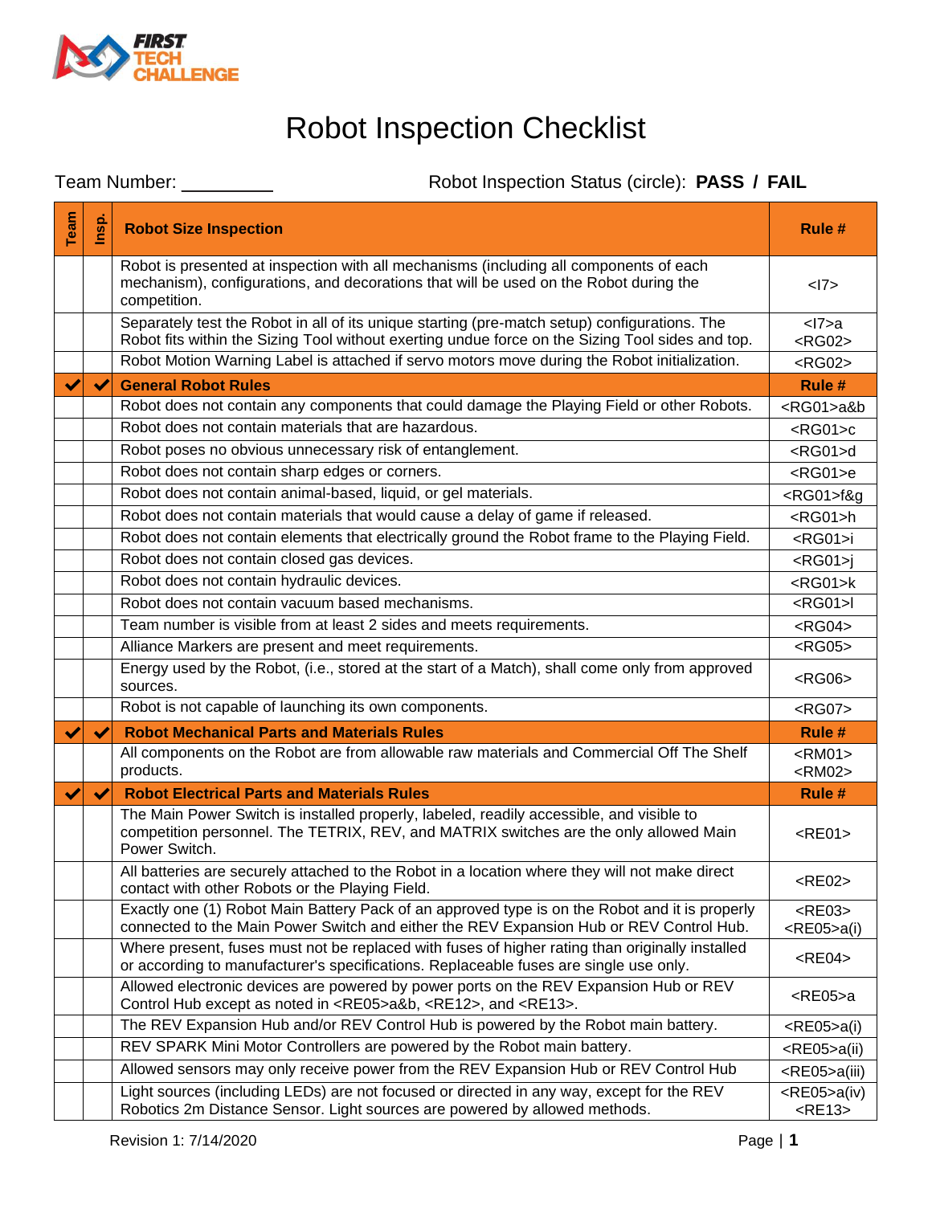# Robot Inspection Checklist

Team Number: _________ Robot Inspection Status (circle): **PASS / FAIL**

| Team | Insp. | Robot Size Inspection | Rule # |
|---|---|---|---|
| | | Robot is presented at inspection with all mechanisms (including all components of each mechanism), configurations, and decorations that will be used on the Robot during the competition. | <I7> |
| | | Separately test the Robot in all of its unique starting (pre-match setup) configurations. The Robot fits within the Sizing Tool without exerting undue force on the Sizing Tool sides and top. | <I7>a <RG02> |
| | | Robot Motion Warning Label is attached if servo motors move during the Robot initialization. | <RG02> |
| ✔ | ✔ | **General Robot Rules** | **Rule #** |
| | | Robot does not contain any components that could damage the Playing Field or other Robots. | <RG01>a&b |
| | | Robot does not contain materials that are hazardous. | <RG01>c |
| | | Robot poses no obvious unnecessary risk of entanglement. | <RG01>d |
| | | Robot does not contain sharp edges or corners. | <RG01>e |
| | | Robot does not contain animal-based, liquid, or gel materials. | <RG01>f&g |
| | | Robot does not contain materials that would cause a delay of game if released. | <RG01>h |
| | | Robot does not contain elements that electrically ground the Robot frame to the Playing Field. | <RG01>i |
| | | Robot does not contain closed gas devices. | <RG01>j |
| | | Robot does not contain hydraulic devices. | <RG01>k |
| | | Robot does not contain vacuum based mechanisms. | <RG01>l |
| | | Team number is visible from at least 2 sides and meets requirements. | <RG04> |
| | | Alliance Markers are present and meet requirements. | <RG05> |
| | | Energy used by the Robot, (i.e., stored at the start of a Match), shall come only from approved sources. | <RG06> |
| | | Robot is not capable of launching its own components. | <RG07> |
| ✔ | ✔ | **Robot Mechanical Parts and Materials Rules** | **Rule #** |
| | | All components on the Robot are from allowable raw materials and Commercial Off The Shelf products. | <RM01> <RM02> |
| ✔ | ✔ | **Robot Electrical Parts and Materials Rules** | **Rule #** |
| | | The Main Power Switch is installed properly, labeled, readily accessible, and visible to competition personnel. The TETRIX, REV, and MATRIX switches are the only allowed Main Power Switch. | <RE01> |
| | | All batteries are securely attached to the Robot in a location where they will not make direct contact with other Robots or the Playing Field. | <RE02> |
| | | Exactly one (1) Robot Main Battery Pack of an approved type is on the Robot and it is properly connected to the Main Power Switch and either the REV Expansion Hub or REV Control Hub. | <RE03> <RE05>a(i) |
| | | Where present, fuses must not be replaced with fuses of higher rating than originally installed or according to manufacturer's specifications. Replaceable fuses are single use only. | <RE04> |
| | | Allowed electronic devices are powered by power ports on the REV Expansion Hub or REV Control Hub except as noted in <RE05>a&b, <RE12>, and <RE13>. | <RE05>a |
| | | The REV Expansion Hub and/or REV Control Hub is powered by the Robot main battery. | <RE05>a(i) |
| | | REV SPARK Mini Motor Controllers are powered by the Robot main battery. | <RE05>a(ii) |
| | | Allowed sensors may only receive power from the REV Expansion Hub or REV Control Hub | <RE05>a(iii) |
| | | Light sources (including LEDs) are not focused or directed in any way, except for the REV Robotics 2m Distance Sensor. Light sources are powered by allowed methods. | <RE05>a(iv) <RE13> |

Revision 1: 7/14/2020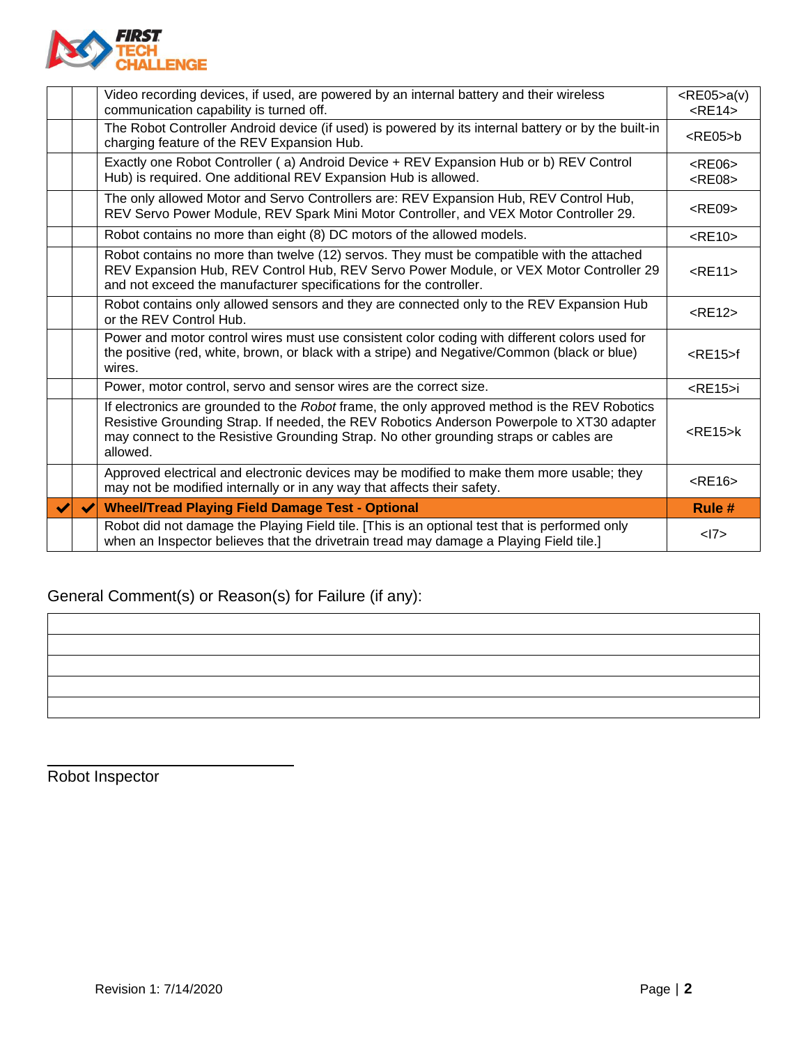| | | | |
|---|---|---|---|
| | | Video recording devices, if used, are powered by an internal battery and their wireless communication capability is turned off. | <RE05>a(v) <RE14> |
| | | The Robot Controller Android device (if used) is powered by its internal battery or by the built-in charging feature of the REV Expansion Hub. | <RE05>b |
| | | Exactly one Robot Controller ( a) Android Device + REV Expansion Hub or b) REV Control Hub) is required. One additional REV Expansion Hub is allowed. | <RE06> <RE08> |
| | | The only allowed Motor and Servo Controllers are: REV Expansion Hub, REV Control Hub, REV Servo Power Module, REV Spark Mini Motor Controller, and VEX Motor Controller 29. | <RE09> |
| | | Robot contains no more than eight (8) DC motors of the allowed models. | <RE10> |
| | | Robot contains no more than twelve (12) servos. They must be compatible with the attached REV Expansion Hub, REV Control Hub, REV Servo Power Module, or VEX Motor Controller 29 and not exceed the manufacturer specifications for the controller. | <RE11> |
| | | Robot contains only allowed sensors and they are connected only to the REV Expansion Hub or the REV Control Hub. | <RE12> |
| | | Power and motor control wires must use consistent color coding with different colors used for the positive (red, white, brown, or black with a stripe) and Negative/Common (black or blue) wires. | <RE15>f |
| | | Power, motor control, servo and sensor wires are the correct size. | <RE15>i |
| | | If electronics are grounded to the *Robot* frame, the only approved method is the REV Robotics Resistive Grounding Strap. If needed, the REV Robotics Anderson Powerpole to XT30 adapter may connect to the Resistive Grounding Strap. No other grounding straps or cables are allowed. | <RE15>k |
| | | Approved electrical and electronic devices may be modified to make them more usable; they may not be modified internally or in any way that affects their safety. | <RE16> |
| ✔ | ✔ | **Wheel/Tread Playing Field Damage Test - Optional** | **Rule #** |
| | | Robot did not damage the Playing Field tile. [This is an optional test that is performed only when an Inspector believes that the drivetrain tread may damage a Playing Field tile.] | <I7> |

General Comment(s) or Reason(s) for Failure (if any):

| |
|---|
| |
| |
| |
| |
| |

\_\_\_\_\_\_\_\_\_\_\_\_\_\_\_\_\_\_\_\_\_\_\_\_\_\_\_\_\_\_

Robot Inspector

Revision 1: 7/14/2020